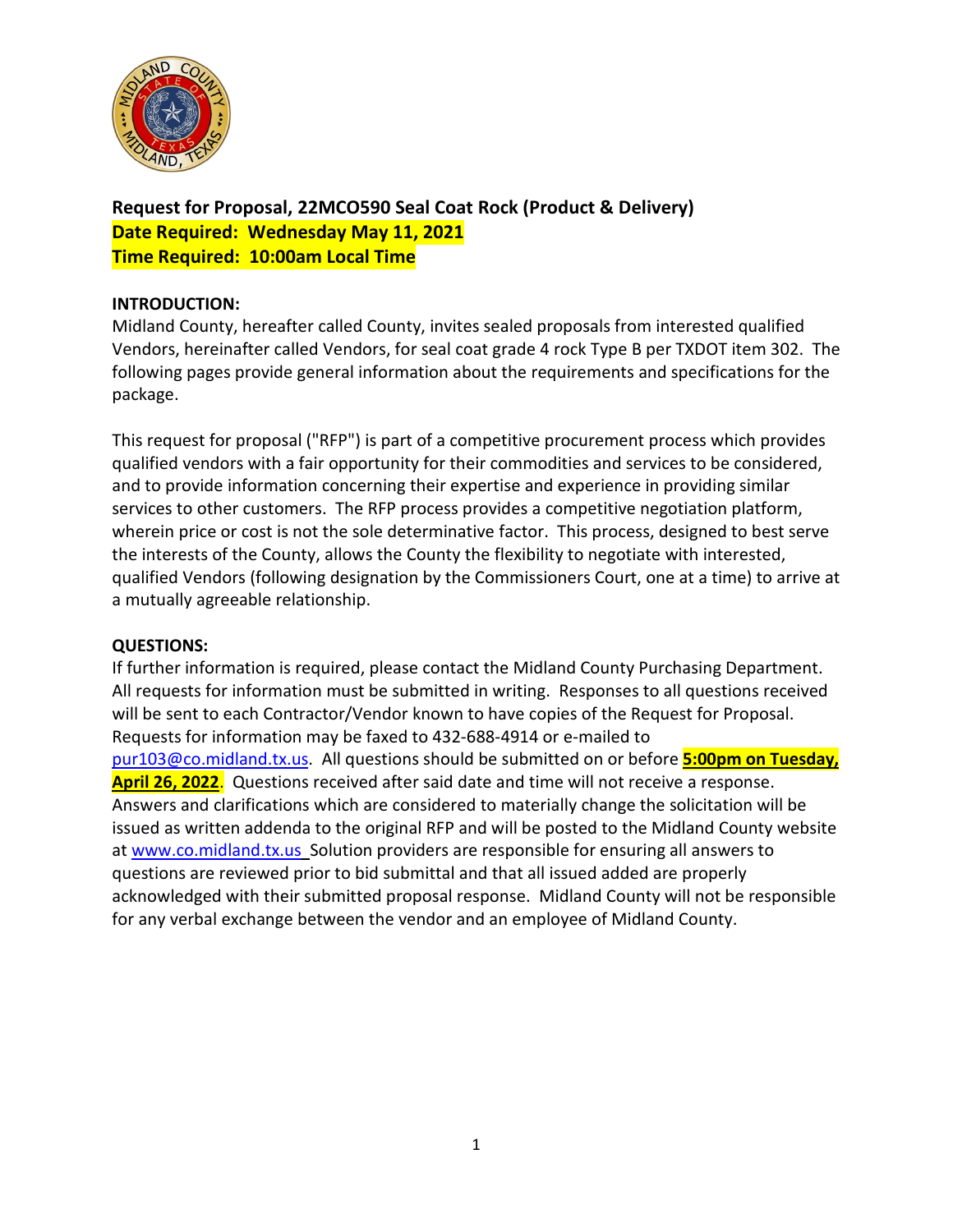**Request for Proposal, 22MCO590 Seal Coat Rock (Product & Delivery)**
**Date Required: Wednesday May 11, 2021**
**Time Required: 10:00am Local Time**

**INTRODUCTION:**
Midland County, hereafter called County, invites sealed proposals from interested qualified Vendors, hereinafter called Vendors, for seal coat grade 4 rock Type B per TXDOT item 302. The following pages provide general information about the requirements and specifications for the package.

This request for proposal ("RFP") is part of a competitive procurement process which provides qualified vendors with a fair opportunity for their commodities and services to be considered, and to provide information concerning their expertise and experience in providing similar services to other customers. The RFP process provides a competitive negotiation platform, wherein price or cost is not the sole determinative factor. This process, designed to best serve the interests of the County, allows the County the flexibility to negotiate with interested, qualified Vendors (following designation by the Commissioners Court, one at a time) to arrive at a mutually agreeable relationship.

**QUESTIONS:**
If further information is required, please contact the Midland County Purchasing Department. All requests for information must be submitted in writing. Responses to all questions received will be sent to each Contractor/Vendor known to have copies of the Request for Proposal. Requests for information may be faxed to 432-688-4914 or e-mailed to pur103@co.midland.tx.us. All questions should be submitted on or before **5:00pm on Tuesday, April 26, 2022**. Questions received after said date and time will not receive a response. Answers and clarifications which are considered to materially change the solicitation will be issued as written addenda to the original RFP and will be posted to the Midland County website at www.co.midland.tx.us Solution providers are responsible for ensuring all answers to questions are reviewed prior to bid submittal and that all issued added are properly acknowledged with their submitted proposal response. Midland County will not be responsible for any verbal exchange between the vendor and an employee of Midland County.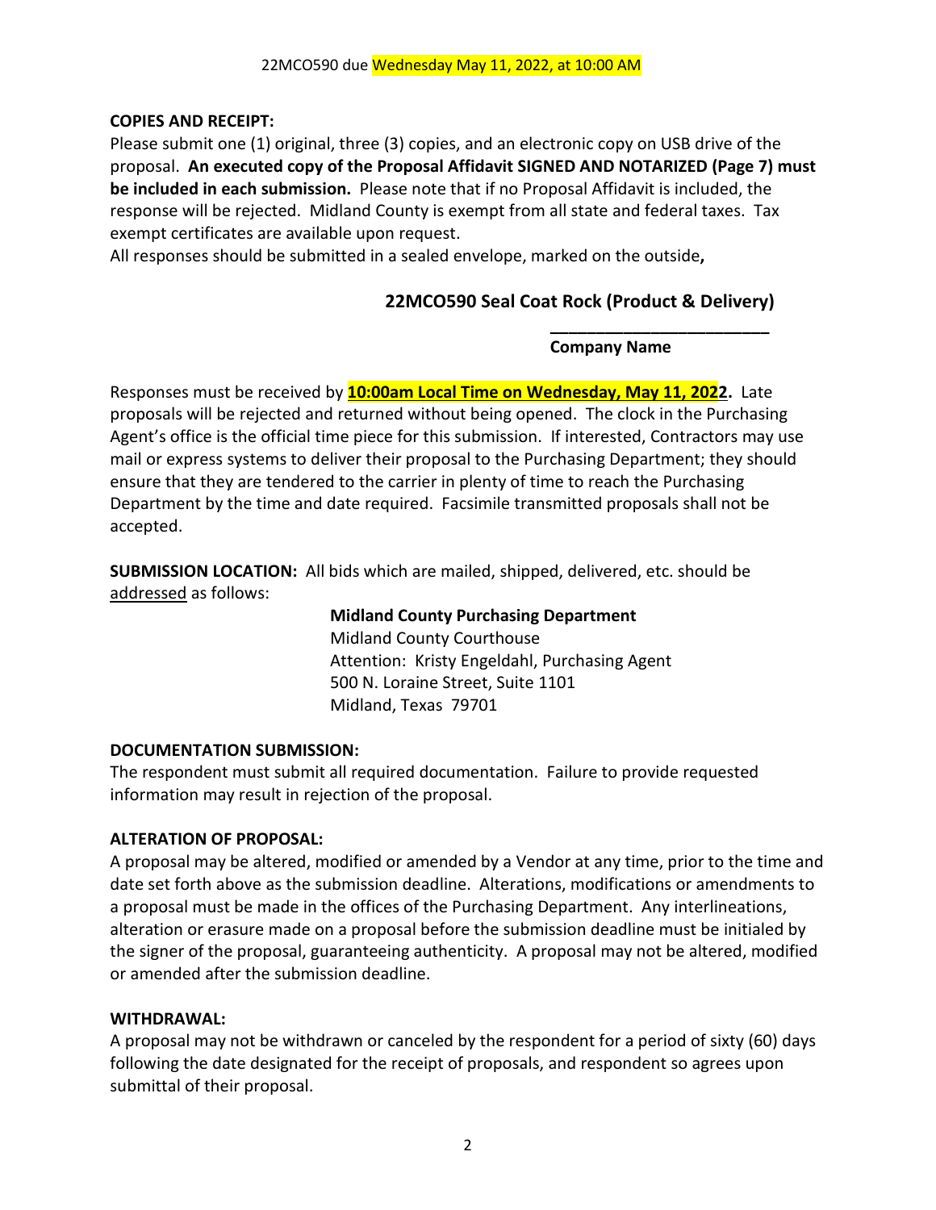22MCO590 due Wednesday May 11, 2022, at 10:00 AM

**COPIES AND RECEIPT:**

Please submit one (1) original, three (3) copies, and an electronic copy on USB drive of the proposal. **An executed copy of the Proposal Affidavit SIGNED AND NOTARIZED (Page 7) must be included in each submission.** Please note that if no Proposal Affidavit is included, the response will be rejected. Midland County is exempt from all state and federal taxes. Tax exempt certificates are available upon request.

All responses should be submitted in a sealed envelope, marked on the outside**,**

**22MCO590 Seal Coat Rock (Product & Delivery)**

**________________________**

**Company Name**

Responses must be received by **10:00am Local Time on Wednesday, May 11, 2022.** Late proposals will be rejected and returned without being opened. The clock in the Purchasing Agent's office is the official time piece for this submission. If interested, Contractors may use mail or express systems to deliver their proposal to the Purchasing Department; they should ensure that they are tendered to the carrier in plenty of time to reach the Purchasing Department by the time and date required. Facsimile transmitted proposals shall not be accepted.

**SUBMISSION LOCATION:** All bids which are mailed, shipped, delivered, etc. should be addressed as follows:

**Midland County Purchasing Department**
Midland County Courthouse
Attention: Kristy Engeldahl, Purchasing Agent
500 N. Loraine Street, Suite 1101
Midland, Texas 79701

**DOCUMENTATION SUBMISSION:**

The respondent must submit all required documentation. Failure to provide requested information may result in rejection of the proposal.

**ALTERATION OF PROPOSAL:**

A proposal may be altered, modified or amended by a Vendor at any time, prior to the time and date set forth above as the submission deadline. Alterations, modifications or amendments to a proposal must be made in the offices of the Purchasing Department. Any interlineations, alteration or erasure made on a proposal before the submission deadline must be initialed by the signer of the proposal, guaranteeing authenticity. A proposal may not be altered, modified or amended after the submission deadline.

**WITHDRAWAL:**

A proposal may not be withdrawn or canceled by the respondent for a period of sixty (60) days following the date designated for the receipt of proposals, and respondent so agrees upon submittal of their proposal.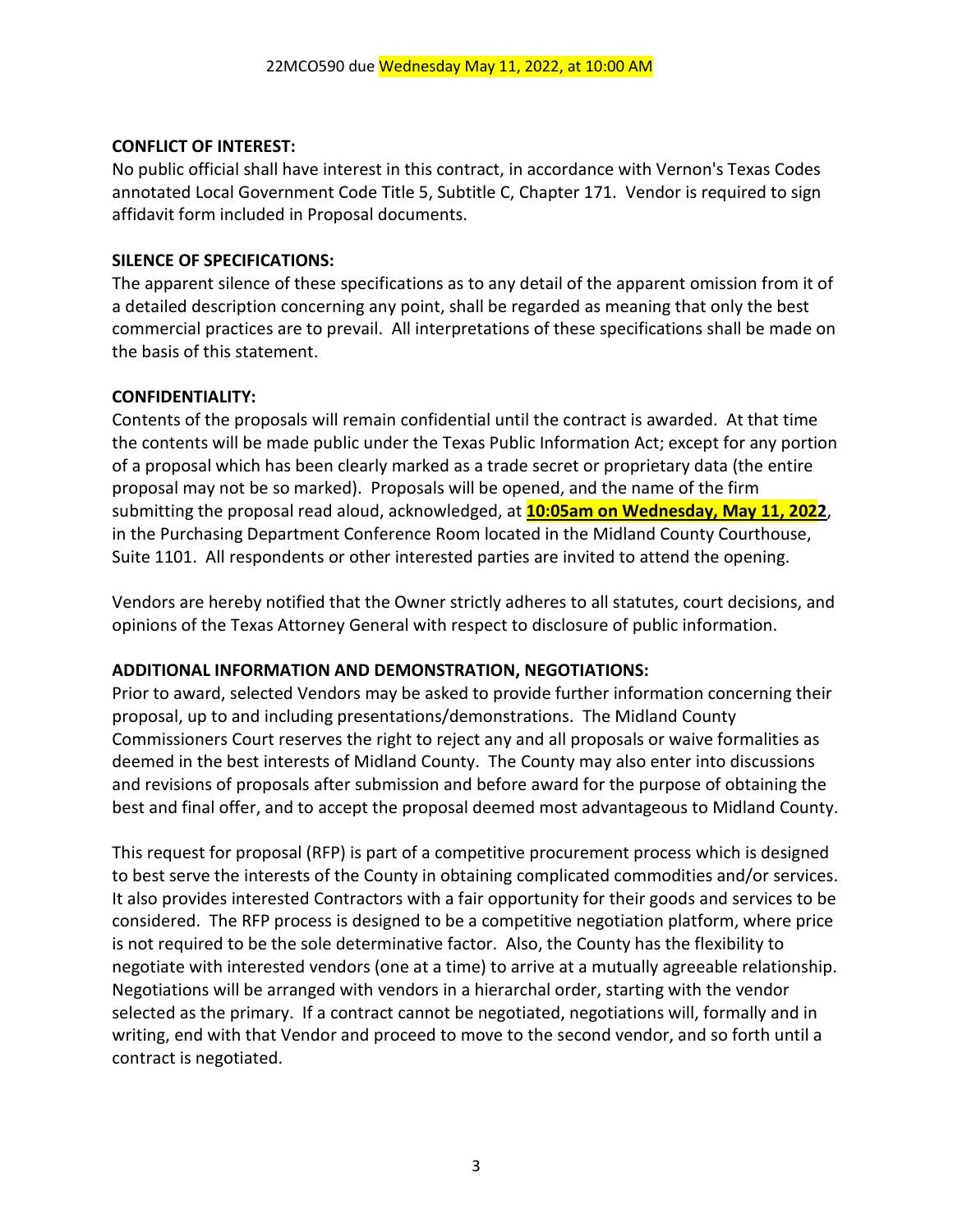**CONFLICT OF INTEREST:**

No public official shall have interest in this contract, in accordance with Vernon's Texas Codes annotated Local Government Code Title 5, Subtitle C, Chapter 171. Vendor is required to sign affidavit form included in Proposal documents.

**SILENCE OF SPECIFICATIONS:**

The apparent silence of these specifications as to any detail of the apparent omission from it of a detailed description concerning any point, shall be regarded as meaning that only the best commercial practices are to prevail. All interpretations of these specifications shall be made on the basis of this statement.

**CONFIDENTIALITY:**

Contents of the proposals will remain confidential until the contract is awarded. At that time the contents will be made public under the Texas Public Information Act; except for any portion of a proposal which has been clearly marked as a trade secret or proprietary data (the entire proposal may not be so marked). Proposals will be opened, and the name of the firm submitting the proposal read aloud, acknowledged, at **10:05am on Wednesday, May 11, 2022**, in the Purchasing Department Conference Room located in the Midland County Courthouse, Suite 1101. All respondents or other interested parties are invited to attend the opening.

Vendors are hereby notified that the Owner strictly adheres to all statutes, court decisions, and opinions of the Texas Attorney General with respect to disclosure of public information.

**ADDITIONAL INFORMATION AND DEMONSTRATION, NEGOTIATIONS:**

Prior to award, selected Vendors may be asked to provide further information concerning their proposal, up to and including presentations/demonstrations. The Midland County Commissioners Court reserves the right to reject any and all proposals or waive formalities as deemed in the best interests of Midland County. The County may also enter into discussions and revisions of proposals after submission and before award for the purpose of obtaining the best and final offer, and to accept the proposal deemed most advantageous to Midland County.

This request for proposal (RFP) is part of a competitive procurement process which is designed to best serve the interests of the County in obtaining complicated commodities and/or services. It also provides interested Contractors with a fair opportunity for their goods and services to be considered. The RFP process is designed to be a competitive negotiation platform, where price is not required to be the sole determinative factor. Also, the County has the flexibility to negotiate with interested vendors (one at a time) to arrive at a mutually agreeable relationship. Negotiations will be arranged with vendors in a hierarchal order, starting with the vendor selected as the primary. If a contract cannot be negotiated, negotiations will, formally and in writing, end with that Vendor and proceed to move to the second vendor, and so forth until a contract is negotiated.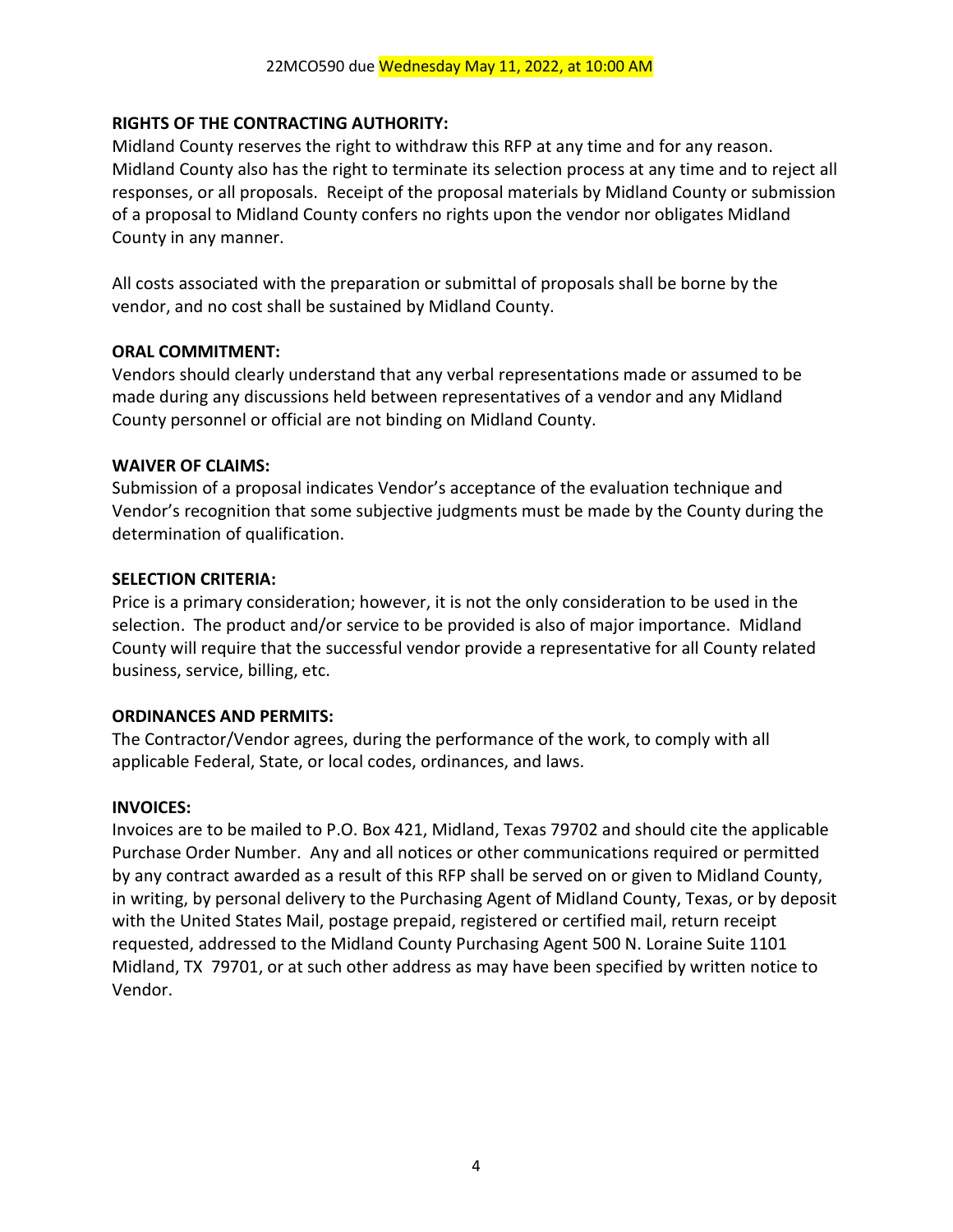22MCO590 due Wednesday May 11, 2022, at 10:00 AM

**RIGHTS OF THE CONTRACTING AUTHORITY:**

Midland County reserves the right to withdraw this RFP at any time and for any reason. Midland County also has the right to terminate its selection process at any time and to reject all responses, or all proposals. Receipt of the proposal materials by Midland County or submission of a proposal to Midland County confers no rights upon the vendor nor obligates Midland County in any manner.

All costs associated with the preparation or submittal of proposals shall be borne by the vendor, and no cost shall be sustained by Midland County.

**ORAL COMMITMENT:**

Vendors should clearly understand that any verbal representations made or assumed to be made during any discussions held between representatives of a vendor and any Midland County personnel or official are not binding on Midland County.

**WAIVER OF CLAIMS:**

Submission of a proposal indicates Vendor's acceptance of the evaluation technique and Vendor's recognition that some subjective judgments must be made by the County during the determination of qualification.

**SELECTION CRITERIA:**

Price is a primary consideration; however, it is not the only consideration to be used in the selection. The product and/or service to be provided is also of major importance. Midland County will require that the successful vendor provide a representative for all County related business, service, billing, etc.

**ORDINANCES AND PERMITS:**

The Contractor/Vendor agrees, during the performance of the work, to comply with all applicable Federal, State, or local codes, ordinances, and laws.

**INVOICES:**

Invoices are to be mailed to P.O. Box 421, Midland, Texas 79702 and should cite the applicable Purchase Order Number. Any and all notices or other communications required or permitted by any contract awarded as a result of this RFP shall be served on or given to Midland County, in writing, by personal delivery to the Purchasing Agent of Midland County, Texas, or by deposit with the United States Mail, postage prepaid, registered or certified mail, return receipt requested, addressed to the Midland County Purchasing Agent 500 N. Loraine Suite 1101 Midland, TX 79701, or at such other address as may have been specified by written notice to Vendor.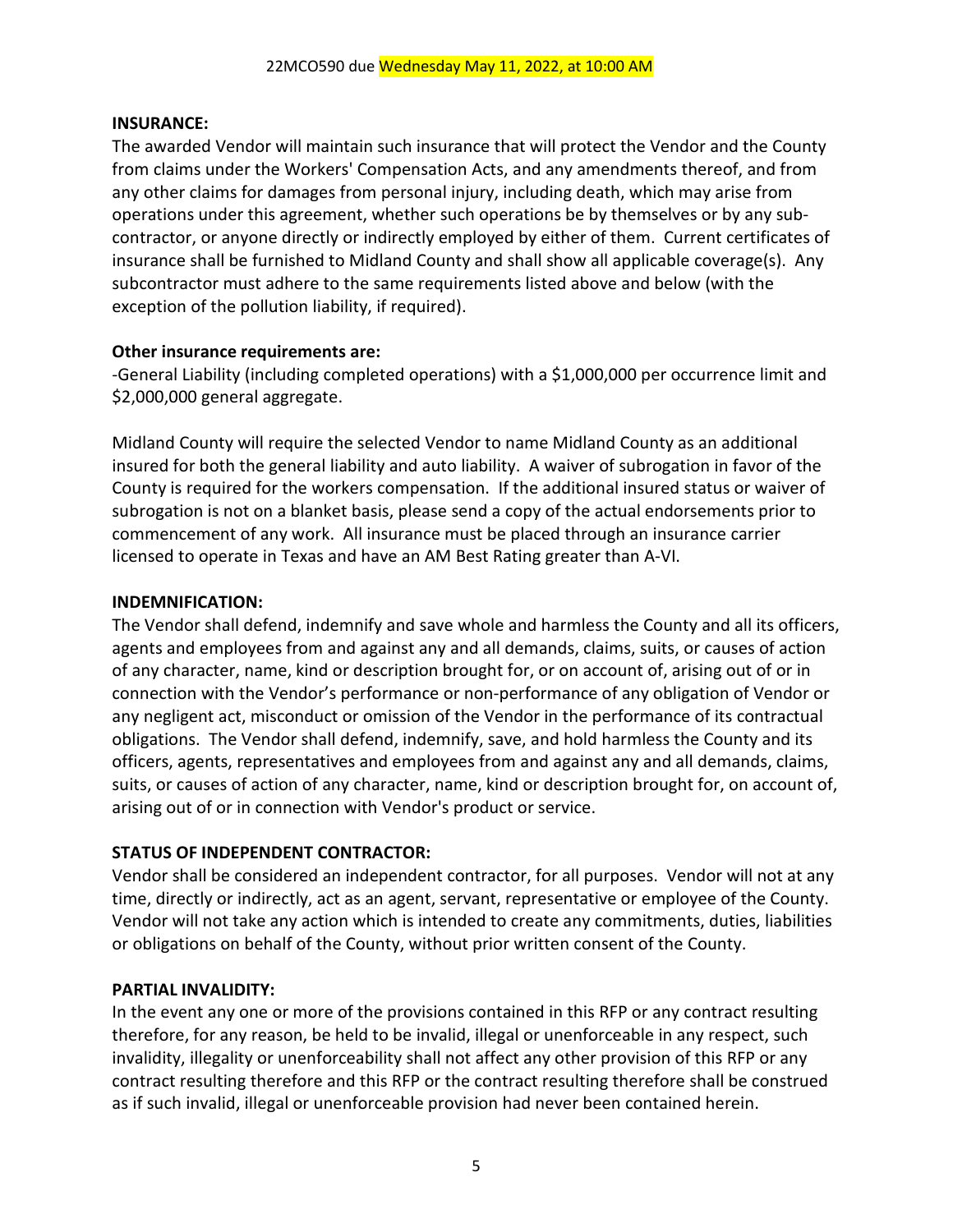**INSURANCE:**
The awarded Vendor will maintain such insurance that will protect the Vendor and the County from claims under the Workers' Compensation Acts, and any amendments thereof, and from any other claims for damages from personal injury, including death, which may arise from operations under this agreement, whether such operations be by themselves or by any sub-contractor, or anyone directly or indirectly employed by either of them. Current certificates of insurance shall be furnished to Midland County and shall show all applicable coverage(s). Any subcontractor must adhere to the same requirements listed above and below (with the exception of the pollution liability, if required).

**Other insurance requirements are:**
-General Liability (including completed operations) with a $1,000,000 per occurrence limit and $2,000,000 general aggregate.

Midland County will require the selected Vendor to name Midland County as an additional insured for both the general liability and auto liability. A waiver of subrogation in favor of the County is required for the workers compensation. If the additional insured status or waiver of subrogation is not on a blanket basis, please send a copy of the actual endorsements prior to commencement of any work. All insurance must be placed through an insurance carrier licensed to operate in Texas and have an AM Best Rating greater than A-VI.

**INDEMNIFICATION:**
The Vendor shall defend, indemnify and save whole and harmless the County and all its officers, agents and employees from and against any and all demands, claims, suits, or causes of action of any character, name, kind or description brought for, or on account of, arising out of or in connection with the Vendor's performance or non-performance of any obligation of Vendor or any negligent act, misconduct or omission of the Vendor in the performance of its contractual obligations. The Vendor shall defend, indemnify, save, and hold harmless the County and its officers, agents, representatives and employees from and against any and all demands, claims, suits, or causes of action of any character, name, kind or description brought for, on account of, arising out of or in connection with Vendor's product or service.

**STATUS OF INDEPENDENT CONTRACTOR:**
Vendor shall be considered an independent contractor, for all purposes. Vendor will not at any time, directly or indirectly, act as an agent, servant, representative or employee of the County. Vendor will not take any action which is intended to create any commitments, duties, liabilities or obligations on behalf of the County, without prior written consent of the County.

**PARTIAL INVALIDITY:**
In the event any one or more of the provisions contained in this RFP or any contract resulting therefore, for any reason, be held to be invalid, illegal or unenforceable in any respect, such invalidity, illegality or unenforceability shall not affect any other provision of this RFP or any contract resulting therefore and this RFP or the contract resulting therefore shall be construed as if such invalid, illegal or unenforceable provision had never been contained herein.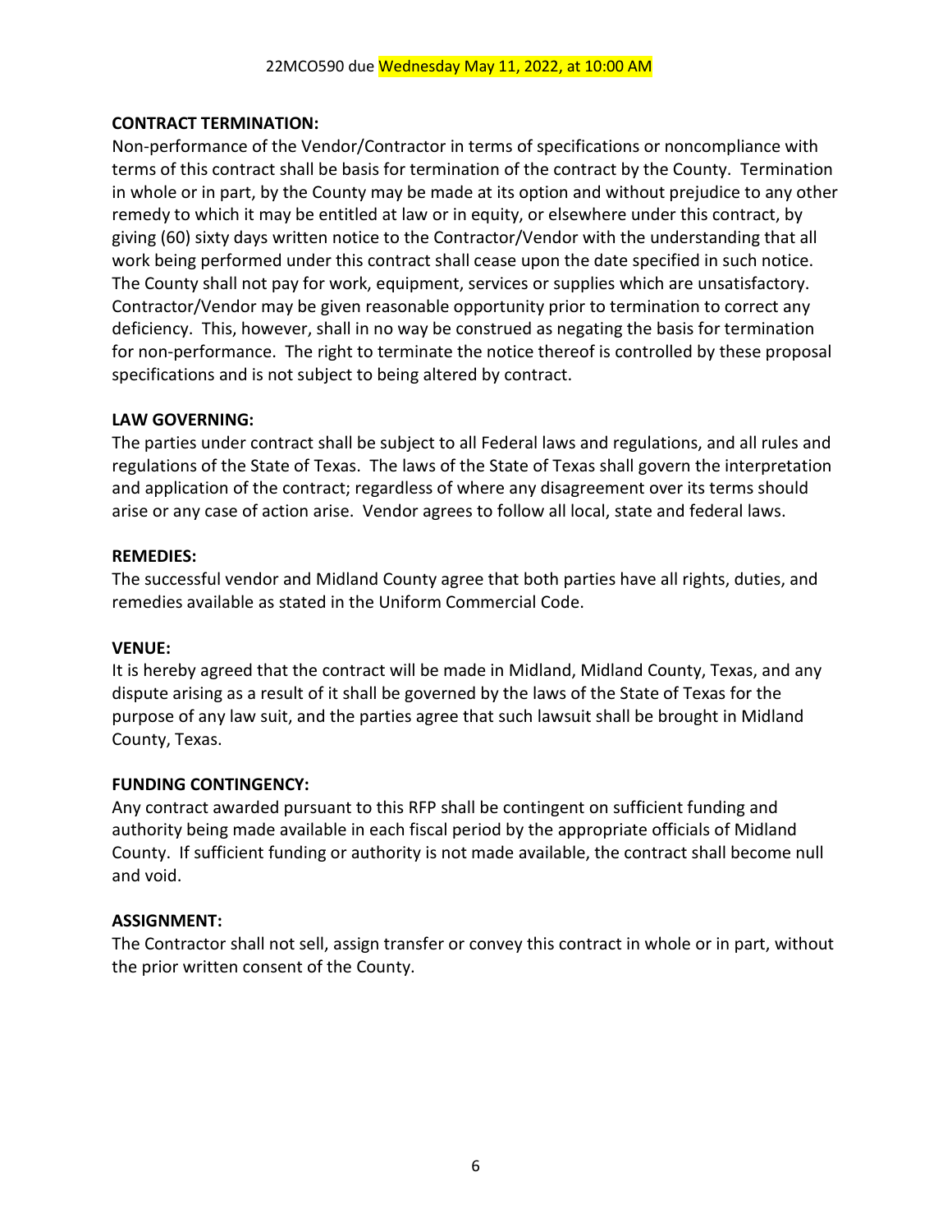**CONTRACT TERMINATION:**

Non-performance of the Vendor/Contractor in terms of specifications or noncompliance with terms of this contract shall be basis for termination of the contract by the County. Termination in whole or in part, by the County may be made at its option and without prejudice to any other remedy to which it may be entitled at law or in equity, or elsewhere under this contract, by giving (60) sixty days written notice to the Contractor/Vendor with the understanding that all work being performed under this contract shall cease upon the date specified in such notice. The County shall not pay for work, equipment, services or supplies which are unsatisfactory. Contractor/Vendor may be given reasonable opportunity prior to termination to correct any deficiency. This, however, shall in no way be construed as negating the basis for termination for non-performance. The right to terminate the notice thereof is controlled by these proposal specifications and is not subject to being altered by contract.

**LAW GOVERNING:**

The parties under contract shall be subject to all Federal laws and regulations, and all rules and regulations of the State of Texas. The laws of the State of Texas shall govern the interpretation and application of the contract; regardless of where any disagreement over its terms should arise or any case of action arise. Vendor agrees to follow all local, state and federal laws.

**REMEDIES:**

The successful vendor and Midland County agree that both parties have all rights, duties, and remedies available as stated in the Uniform Commercial Code.

**VENUE:**

It is hereby agreed that the contract will be made in Midland, Midland County, Texas, and any dispute arising as a result of it shall be governed by the laws of the State of Texas for the purpose of any law suit, and the parties agree that such lawsuit shall be brought in Midland County, Texas.

**FUNDING CONTINGENCY:**

Any contract awarded pursuant to this RFP shall be contingent on sufficient funding and authority being made available in each fiscal period by the appropriate officials of Midland County. If sufficient funding or authority is not made available, the contract shall become null and void.

**ASSIGNMENT:**

The Contractor shall not sell, assign transfer or convey this contract in whole or in part, without the prior written consent of the County.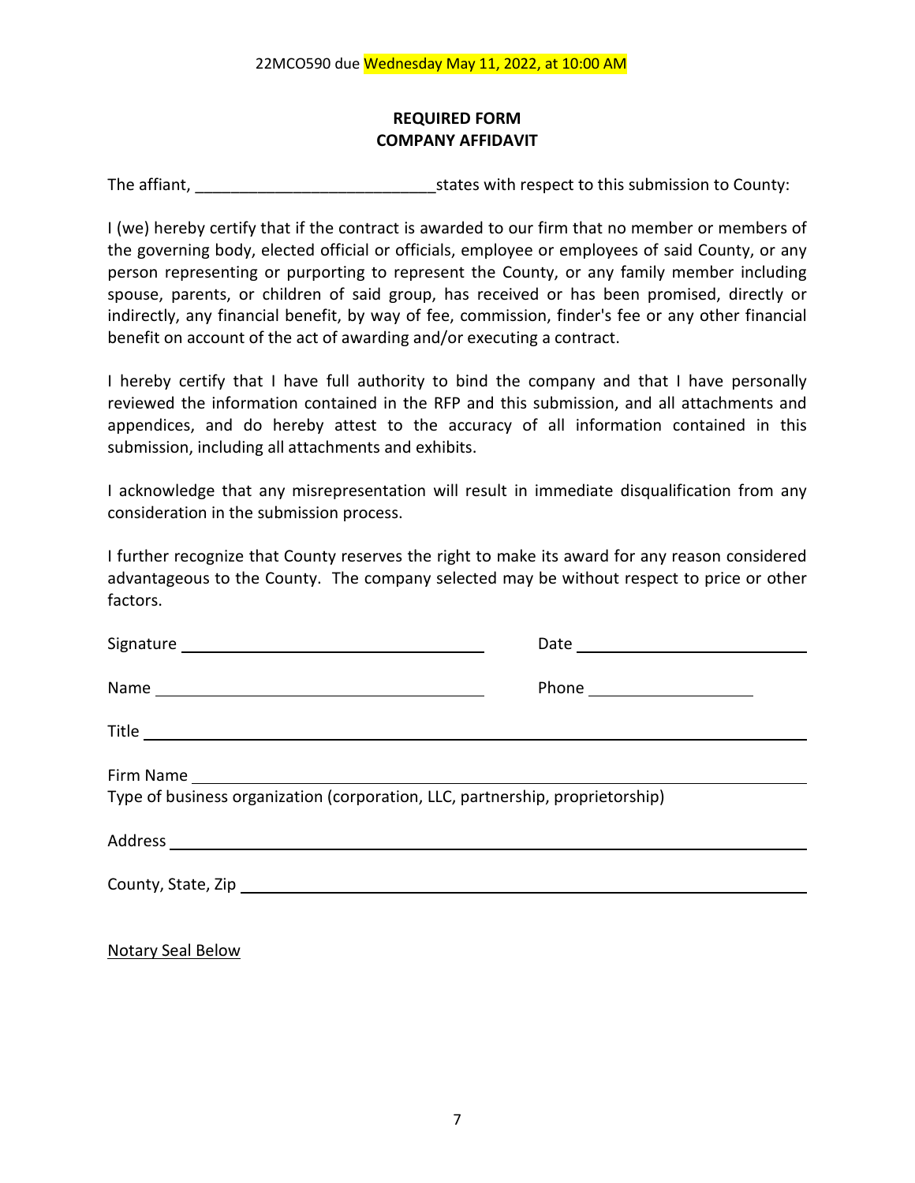22MCO590 due Wednesday May 11, 2022, at 10:00 AM

**REQUIRED FORM**
**COMPANY AFFIDAVIT**

The affiant, ___________________________states with respect to this submission to County:

I (we) hereby certify that if the contract is awarded to our firm that no member or members of the governing body, elected official or officials, employee or employees of said County, or any person representing or purporting to represent the County, or any family member including spouse, parents, or children of said group, has received or has been promised, directly or indirectly, any financial benefit, by way of fee, commission, finder's fee or any other financial benefit on account of the act of awarding and/or executing a contract.

I hereby certify that I have full authority to bind the company and that I have personally reviewed the information contained in the RFP and this submission, and all attachments and appendices, and do hereby attest to the accuracy of all information contained in this submission, including all attachments and exhibits.

I acknowledge that any misrepresentation will result in immediate disqualification from any consideration in the submission process.

I further recognize that County reserves the right to make its award for any reason considered advantageous to the County. The company selected may be without respect to price or other factors.

Signature ______________________________ Date ______________________

Name ______________________________ Phone ________________

Title ____________________________________________________________

Firm Name ________________________________________________________
Type of business organization (corporation, LLC, partnership, proprietorship)

Address __________________________________________________________

County, State, Zip _________________________________________________

Notary Seal Below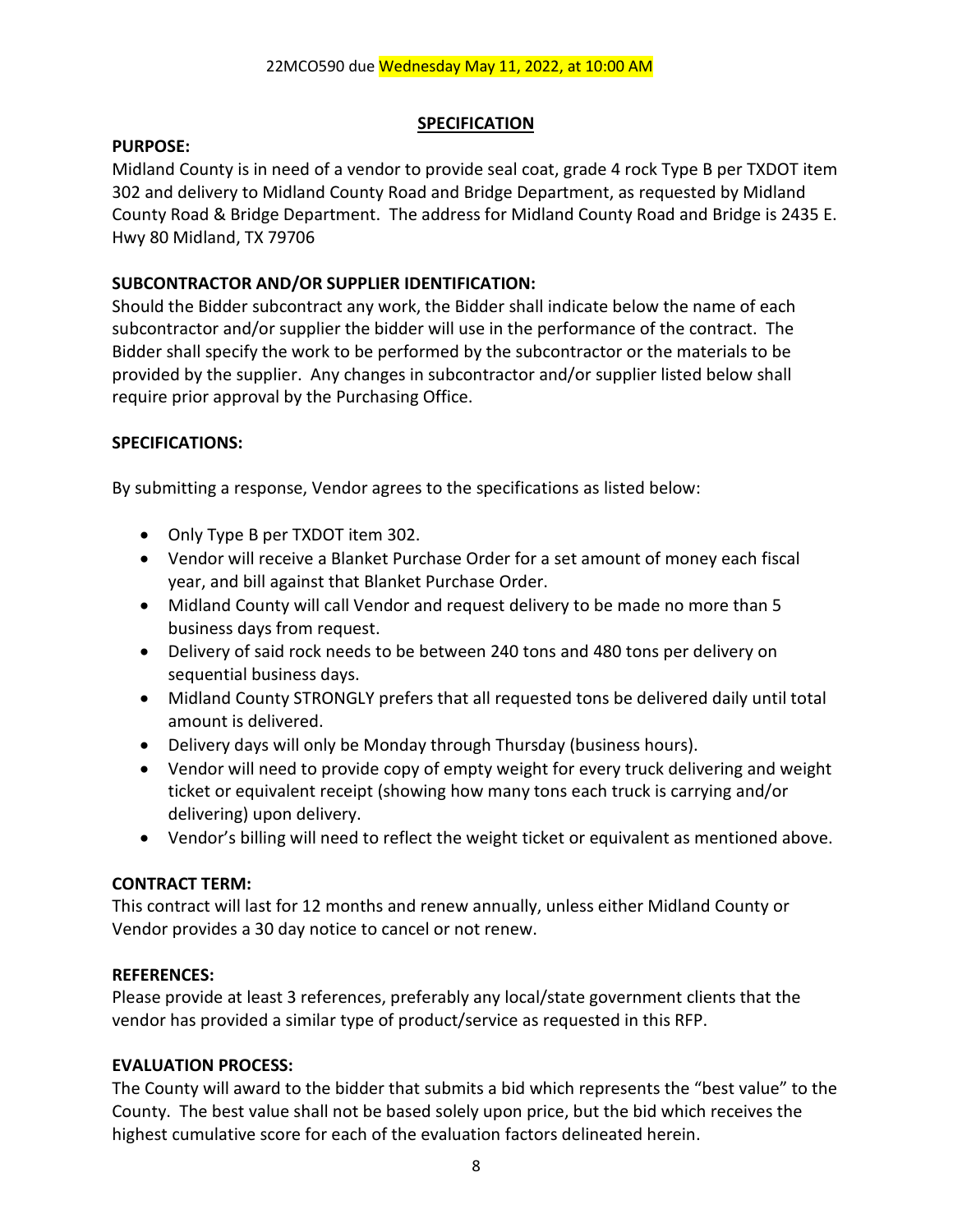22MCO590 due Wednesday May 11, 2022, at 10:00 AM

## SPECIFICATION

**PURPOSE:**

Midland County is in need of a vendor to provide seal coat, grade 4 rock Type B per TXDOT item 302 and delivery to Midland County Road and Bridge Department, as requested by Midland County Road & Bridge Department. The address for Midland County Road and Bridge is 2435 E. Hwy 80 Midland, TX 79706

**SUBCONTRACTOR AND/OR SUPPLIER IDENTIFICATION:**

Should the Bidder subcontract any work, the Bidder shall indicate below the name of each subcontractor and/or supplier the bidder will use in the performance of the contract. The Bidder shall specify the work to be performed by the subcontractor or the materials to be provided by the supplier. Any changes in subcontractor and/or supplier listed below shall require prior approval by the Purchasing Office.

**SPECIFICATIONS:**

By submitting a response, Vendor agrees to the specifications as listed below:

- Only Type B per TXDOT item 302.
- Vendor will receive a Blanket Purchase Order for a set amount of money each fiscal year, and bill against that Blanket Purchase Order.
- Midland County will call Vendor and request delivery to be made no more than 5 business days from request.
- Delivery of said rock needs to be between 240 tons and 480 tons per delivery on sequential business days.
- Midland County STRONGLY prefers that all requested tons be delivered daily until total amount is delivered.
- Delivery days will only be Monday through Thursday (business hours).
- Vendor will need to provide copy of empty weight for every truck delivering and weight ticket or equivalent receipt (showing how many tons each truck is carrying and/or delivering) upon delivery.
- Vendor's billing will need to reflect the weight ticket or equivalent as mentioned above.

**CONTRACT TERM:**

This contract will last for 12 months and renew annually, unless either Midland County or Vendor provides a 30 day notice to cancel or not renew.

**REFERENCES:**

Please provide at least 3 references, preferably any local/state government clients that the vendor has provided a similar type of product/service as requested in this RFP.

**EVALUATION PROCESS:**

The County will award to the bidder that submits a bid which represents the "best value" to the County. The best value shall not be based solely upon price, but the bid which receives the highest cumulative score for each of the evaluation factors delineated herein.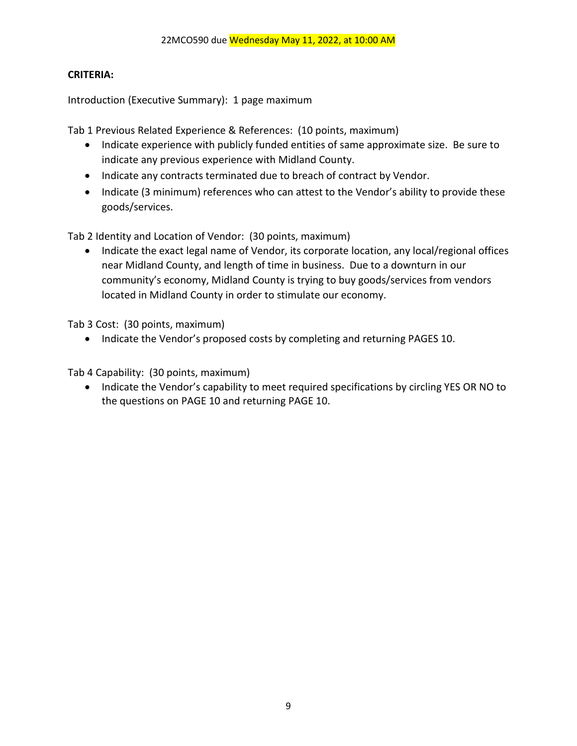22MCO590 due Wednesday May 11, 2022, at 10:00 AM

**CRITERIA:**

Introduction (Executive Summary): 1 page maximum

Tab 1 Previous Related Experience & References: (10 points, maximum)

- Indicate experience with publicly funded entities of same approximate size. Be sure to indicate any previous experience with Midland County.
- Indicate any contracts terminated due to breach of contract by Vendor.
- Indicate (3 minimum) references who can attest to the Vendor's ability to provide these goods/services.

Tab 2 Identity and Location of Vendor: (30 points, maximum)

- Indicate the exact legal name of Vendor, its corporate location, any local/regional offices near Midland County, and length of time in business. Due to a downturn in our community's economy, Midland County is trying to buy goods/services from vendors located in Midland County in order to stimulate our economy.

Tab 3 Cost: (30 points, maximum)

- Indicate the Vendor's proposed costs by completing and returning PAGES 10.

Tab 4 Capability: (30 points, maximum)

- Indicate the Vendor's capability to meet required specifications by circling YES OR NO to the questions on PAGE 10 and returning PAGE 10.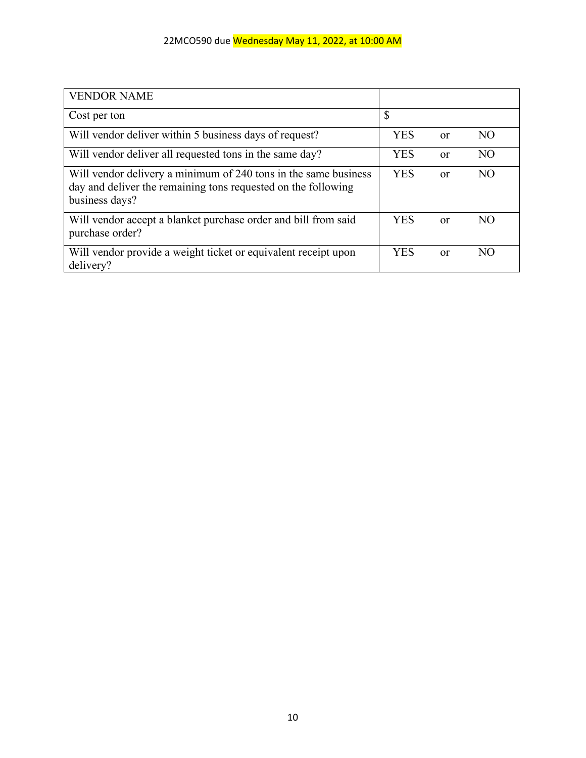| | |
|---|---|
| VENDOR NAME | |
| Cost per ton | $ |
| Will vendor deliver within 5 business days of request? | YES or NO |
| Will vendor deliver all requested tons in the same day? | YES or NO |
| Will vendor delivery a minimum of 240 tons in the same business day and deliver the remaining tons requested on the following business days? | YES or NO |
| Will vendor accept a blanket purchase order and bill from said purchase order? | YES or NO |
| Will vendor provide a weight ticket or equivalent receipt upon delivery? | YES or NO |